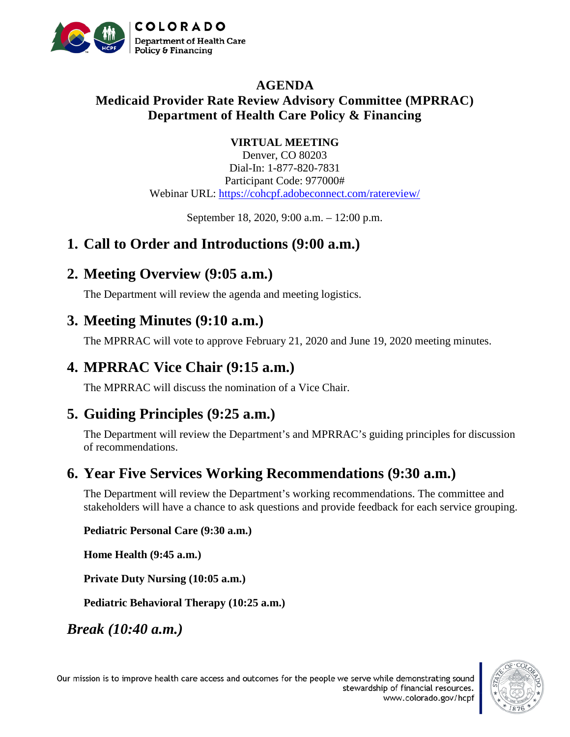# AGENDA

## Medicaid Provider Rate Review Advisory Committee (MPRRAC)

## Department of Health Care Policy & Financing

**VIRTUAL MEETING**

Denver, CO 80203

Dial-In: 1-877-820-7831

Participant Code: 977000#

Webinar URL: https://cohcpf.adobeconnect.com/ratereview/

September 18, 2020, 9:00 a.m. – 12:00 p.m.

## 1. Call to Order and Introductions (9:00 a.m.)

## 2. Meeting Overview (9:05 a.m.)

The Department will review the agenda and meeting logistics.

## 3. Meeting Minutes (9:10 a.m.)

The MPRRAC will vote to approve February 21, 2020 and June 19, 2020 meeting minutes.

## 4. MPRRAC Vice Chair (9:15 a.m.)

The MPRRAC will discuss the nomination of a Vice Chair.

## 5. Guiding Principles (9:25 a.m.)

The Department will review the Department's and MPRRAC's guiding principles for discussion of recommendations.

## 6. Year Five Services Working Recommendations (9:30 a.m.)

The Department will review the Department's working recommendations. The committee and stakeholders will have a chance to ask questions and provide feedback for each service grouping.

**Pediatric Personal Care (9:30 a.m.)**

**Home Health (9:45 a.m.)**

**Private Duty Nursing (10:05 a.m.)**

**Pediatric Behavioral Therapy (10:25 a.m.)**

## *Break (10:40 a.m.)*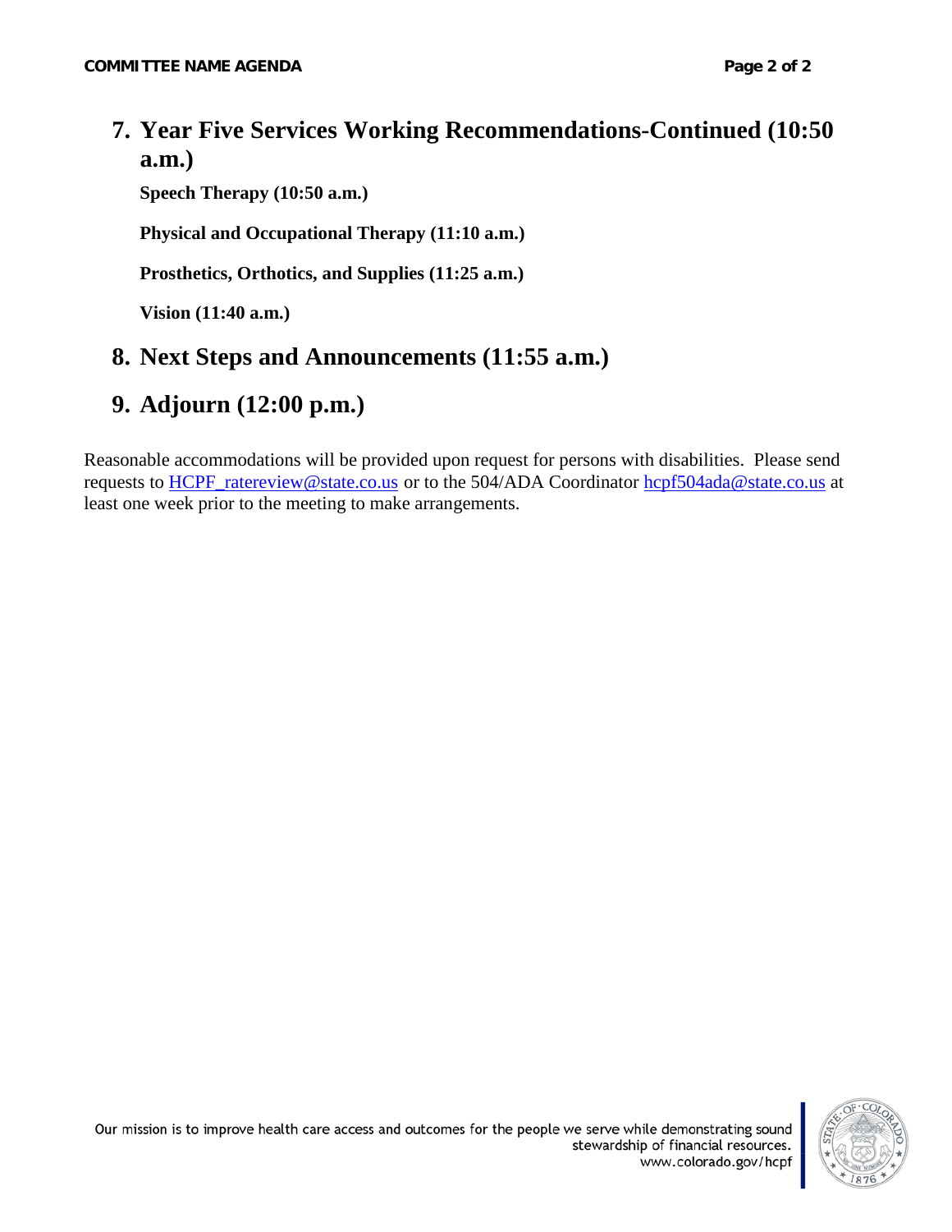## 7. Year Five Services Working Recommendations-Continued (10:50 a.m.)

**Speech Therapy (10:50 a.m.)**

**Physical and Occupational Therapy (11:10 a.m.)**

**Prosthetics, Orthotics, and Supplies (11:25 a.m.)**

**Vision (11:40 a.m.)**

## 8. Next Steps and Announcements (11:55 a.m.)

## 9. Adjourn (12:00 p.m.)

Reasonable accommodations will be provided upon request for persons with disabilities. Please send requests to HCPF_ratereview@state.co.us or to the 504/ADA Coordinator hcpf504ada@state.co.us at least one week prior to the meeting to make arrangements.

Our mission is to improve health care access and outcomes for the people we serve while demonstrating sound stewardship of financial resources.
www.colorado.gov/hcpf